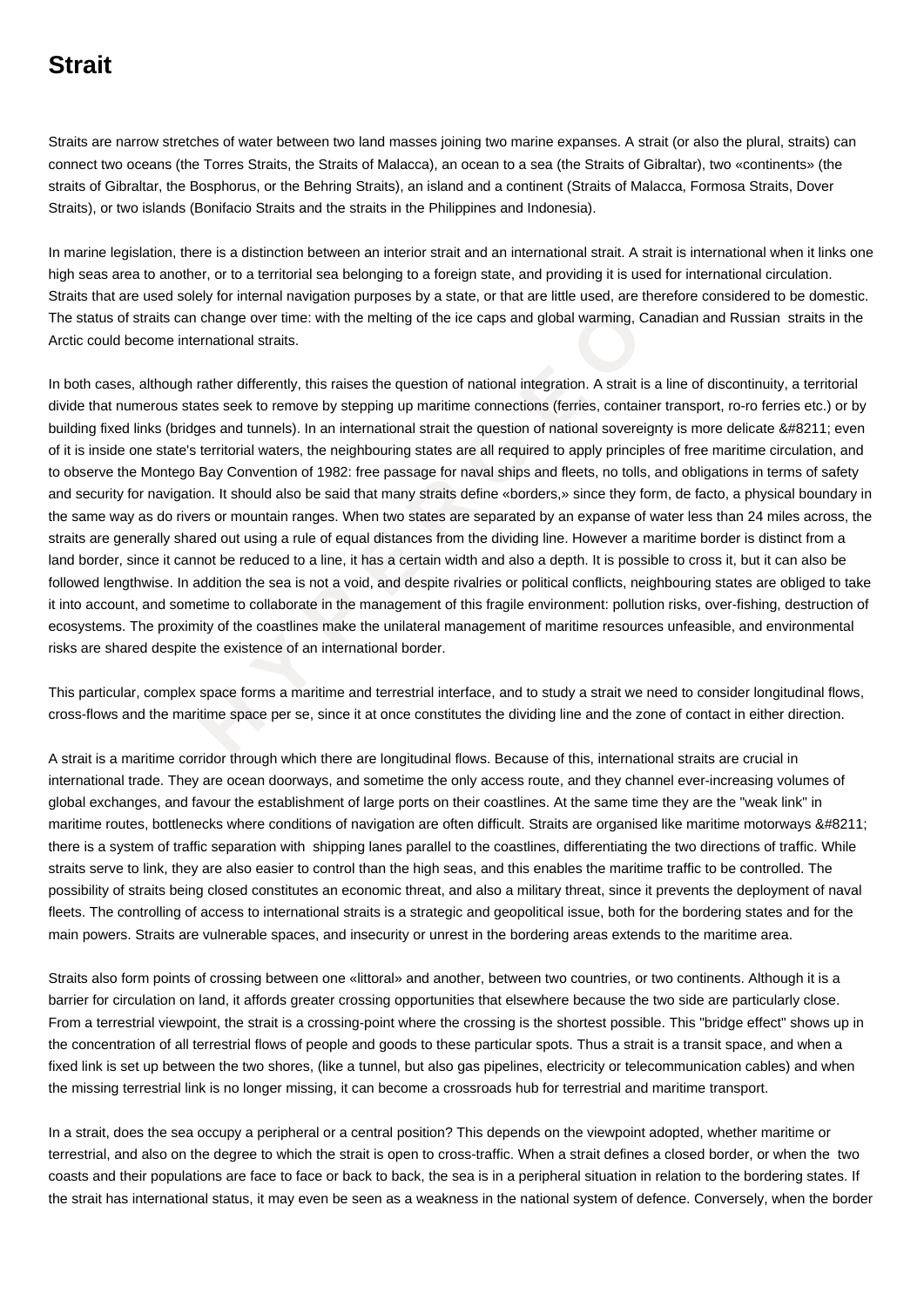# Strait

Straits are narrow stretches of water between two land masses joining two marine expanses. A strait (or also the plural, straits) can connect two oceans (the Torres Straits, the Straits of Malacca), an ocean to a sea (the Straits of Gibraltar), two «continents» (the straits of Gibraltar, the Bosphorus, or the Behring Straits), an island and a continent (Straits of Malacca, Formosa Straits, Dover Straits), or two islands (Bonifacio Straits and the straits in the Philippines and Indonesia).

In marine legislation, there is a distinction between an interior strait and an international strait. A strait is international when it links one high seas area to another, or to a territorial sea belonging to a foreign state, and providing it is used for international circulation. Straits that are used solely for internal navigation purposes by a state, or that are little used, are therefore considered to be domestic. The status of straits can change over time: with the melting of the ice caps and global warming, Canadian and Russian straits in the Arctic could become international straits.

In both cases, although rather differently, this raises the question of national integration. A strait is a line of discontinuity, a territorial divide that numerous states seek to remove by stepping up maritime connections (ferries, container transport, ro-ro ferries etc.) or by building fixed links (bridges and tunnels). In an international strait the question of national sovereignty is more delicate &#8211; even of it is inside one state's territorial waters, the neighbouring states are all required to apply principles of free maritime circulation, and to observe the Montego Bay Convention of 1982: free passage for naval ships and fleets, no tolls, and obligations in terms of safety and security for navigation. It should also be said that many straits define «borders,» since they form, de facto, a physical boundary in the same way as do rivers or mountain ranges. When two states are separated by an expanse of water less than 24 miles across, the straits are generally shared out using a rule of equal distances from the dividing line. However a maritime border is distinct from a land border, since it cannot be reduced to a line, it has a certain width and also a depth. It is possible to cross it, but it can also be followed lengthwise. In addition the sea is not a void, and despite rivalries or political conflicts, neighbouring states are obliged to take it into account, and sometime to collaborate in the management of this fragile environment: pollution risks, over-fishing, destruction of ecosystems. The proximity of the coastlines make the unilateral management of maritime resources unfeasible, and environmental risks are shared despite the existence of an international border.

This particular, complex space forms a maritime and terrestrial interface, and to study a strait we need to consider longitudinal flows, cross-flows and the maritime space per se, since it at once constitutes the dividing line and the zone of contact in either direction.

A strait is a maritime corridor through which there are longitudinal flows. Because of this, international straits are crucial in international trade. They are ocean doorways, and sometime the only access route, and they channel ever-increasing volumes of global exchanges, and favour the establishment of large ports on their coastlines. At the same time they are the "weak link" in maritime routes, bottlenecks where conditions of navigation are often difficult. Straits are organised like maritime motorways &#8211; there is a system of traffic separation with shipping lanes parallel to the coastlines, differentiating the two directions of traffic. While straits serve to link, they are also easier to control than the high seas, and this enables the maritime traffic to be controlled. The possibility of straits being closed constitutes an economic threat, and also a military threat, since it prevents the deployment of naval fleets. The controlling of access to international straits is a strategic and geopolitical issue, both for the bordering states and for the main powers. Straits are vulnerable spaces, and insecurity or unrest in the bordering areas extends to the maritime area.

Straits also form points of crossing between one «littoral» and another, between two countries, or two continents. Although it is a barrier for circulation on land, it affords greater crossing opportunities that elsewhere because the two side are particularly close. From a terrestrial viewpoint, the strait is a crossing-point where the crossing is the shortest possible. This "bridge effect" shows up in the concentration of all terrestrial flows of people and goods to these particular spots. Thus a strait is a transit space, and when a fixed link is set up between the two shores, (like a tunnel, but also gas pipelines, electricity or telecommunication cables) and when the missing terrestrial link is no longer missing, it can become a crossroads hub for terrestrial and maritime transport.

In a strait, does the sea occupy a peripheral or a central position? This depends on the viewpoint adopted, whether maritime or terrestrial, and also on the degree to which the strait is open to cross-traffic. When a strait defines a closed border, or when the two coasts and their populations are face to face or back to back, the sea is in a peripheral situation in relation to the bordering states. If the strait has international status, it may even be seen as a weakness in the national system of defence. Conversely, when the border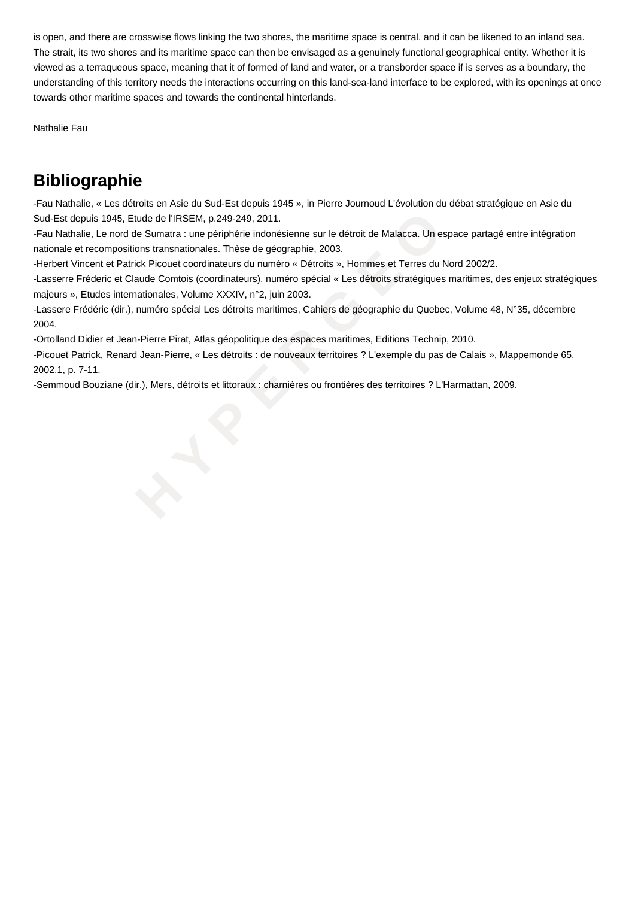is open, and there are crosswise flows linking the two shores, the maritime space is central, and it can be likened to an inland sea. The strait, its two shores and its maritime space can then be envisaged as a genuinely functional geographical entity. Whether it is viewed as a terraqueous space, meaning that it of formed of land and water, or a transborder space if is serves as a boundary, the understanding of this territory needs the interactions occurring on this land-sea-land interface to be explored, with its openings at once towards other maritime spaces and towards the continental hinterlands.

Nathalie Fau

## Bibliographie

-Fau Nathalie, « Les détroits en Asie du Sud-Est depuis 1945 », in Pierre Journoud L'évolution du débat stratégique en Asie du Sud-Est depuis 1945, Etude de l'IRSEM, p.249-249, 2011.
-Fau Nathalie, Le nord de Sumatra : une périphérie indonésienne sur le détroit de Malacca. Un espace partagé entre intégration nationale et recompositions transnationales. Thèse de géographie, 2003.
-Herbert Vincent et Patrick Picouet coordinateurs du numéro « Détroits », Hommes et Terres du Nord 2002/2.
-Lasserre Fréderic et Claude Comtois (coordinateurs), numéro spécial « Les détroits stratégiques maritimes, des enjeux stratégiques majeurs », Etudes internationales, Volume XXXIV, n°2, juin 2003.
-Lassere Frédéric (dir.), numéro spécial Les détroits maritimes, Cahiers de géographie du Quebec, Volume 48, N°35, décembre 2004.
-Ortolland Didier et Jean-Pierre Pirat, Atlas géopolitique des espaces maritimes, Editions Technip, 2010.
-Picouet Patrick, Renard Jean-Pierre, « Les détroits : de nouveaux territoires ? L'exemple du pas de Calais », Mappemonde 65, 2002.1, p. 7-11.
-Semmoud Bouziane (dir.), Mers, détroits et littoraux : charnières ou frontières des territoires ? L'Harmattan, 2009.